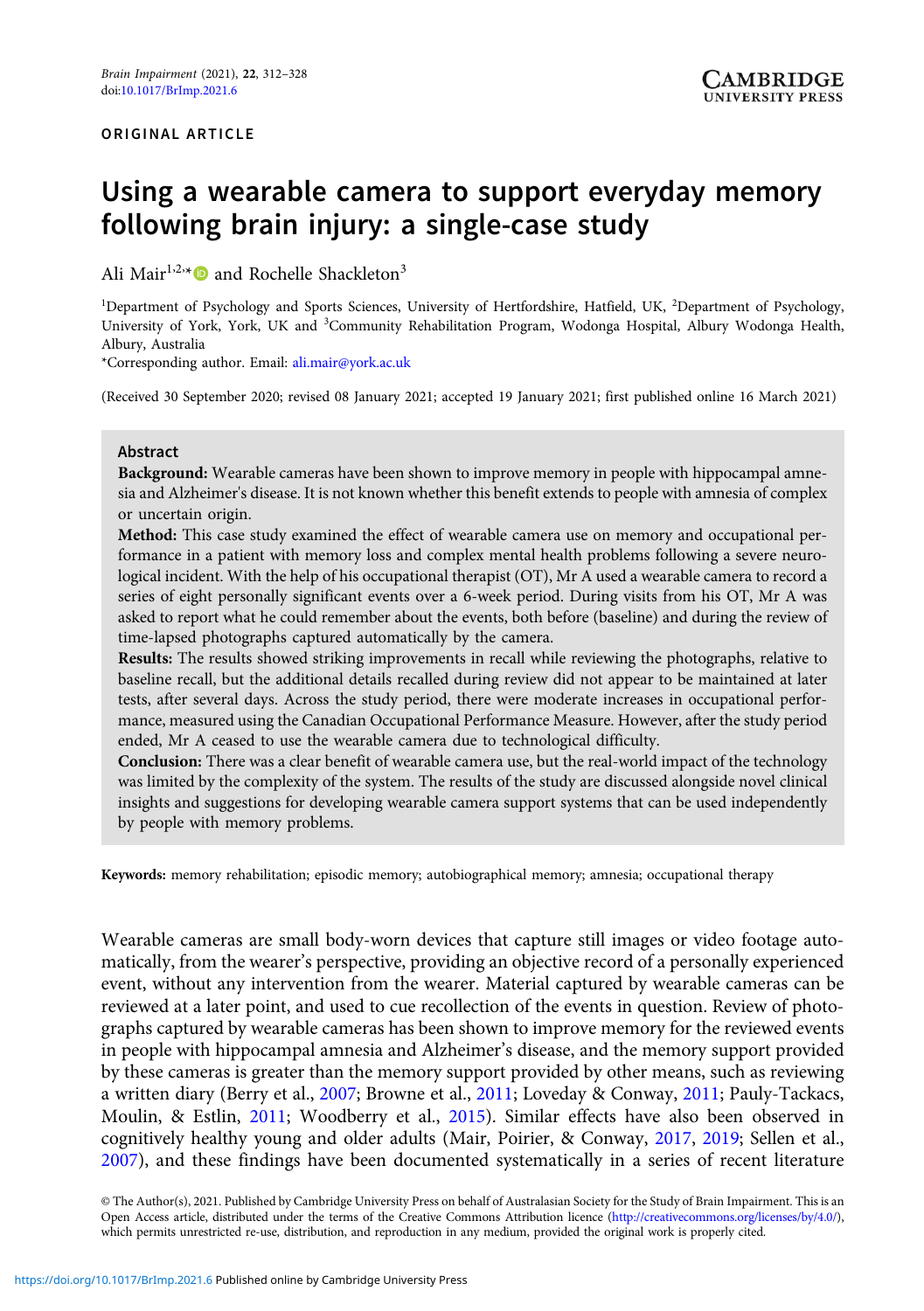ORIGINAL ARTICLE

# Using a wearable camera to support everyday memory following brain injury: a single-case study

Ali Mair[1,2,*] and Rochelle Shackleton[3]

[1]Department of Psychology and Sports Sciences, University of Hertfordshire, Hatfield, UK, [2]Department of Psychology, University of York, York, UK and [3]Community Rehabilitation Program, Wodonga Hospital, Albury Wodonga Health, Albury, Australia

*Corresponding author. Email: ali.mair@york.ac.uk

(Received 30 September 2020; revised 08 January 2021; accepted 19 January 2021; first published online 16 March 2021)

## Abstract

**Background:** Wearable cameras have been shown to improve memory in people with hippocampal amnesia and Alzheimer's disease. It is not known whether this benefit extends to people with amnesia of complex or uncertain origin.

**Method:** This case study examined the effect of wearable camera use on memory and occupational performance in a patient with memory loss and complex mental health problems following a severe neurological incident. With the help of his occupational therapist (OT), Mr A used a wearable camera to record a series of eight personally significant events over a 6-week period. During visits from his OT, Mr A was asked to report what he could remember about the events, both before (baseline) and during the review of time-lapsed photographs captured automatically by the camera.

**Results:** The results showed striking improvements in recall while reviewing the photographs, relative to baseline recall, but the additional details recalled during review did not appear to be maintained at later tests, after several days. Across the study period, there were moderate increases in occupational performance, measured using the Canadian Occupational Performance Measure. However, after the study period ended, Mr A ceased to use the wearable camera due to technological difficulty.

**Conclusion:** There was a clear benefit of wearable camera use, but the real-world impact of the technology was limited by the complexity of the system. The results of the study are discussed alongside novel clinical insights and suggestions for developing wearable camera support systems that can be used independently by people with memory problems.

**Keywords:** memory rehabilitation; episodic memory; autobiographical memory; amnesia; occupational therapy

Wearable cameras are small body-worn devices that capture still images or video footage automatically, from the wearer's perspective, providing an objective record of a personally experienced event, without any intervention from the wearer. Material captured by wearable cameras can be reviewed at a later point, and used to cue recollection of the events in question. Review of photographs captured by wearable cameras has been shown to improve memory for the reviewed events in people with hippocampal amnesia and Alzheimer's disease, and the memory support provided by these cameras is greater than the memory support provided by other means, such as reviewing a written diary (Berry et al., 2007; Browne et al., 2011; Loveday & Conway, 2011; Pauly-Tackacs, Moulin, & Estlin, 2011; Woodberry et al., 2015). Similar effects have also been observed in cognitively healthy young and older adults (Mair, Poirier, & Conway, 2017, 2019; Sellen et al., 2007), and these findings have been documented systematically in a series of recent literature

© The Author(s), 2021. Published by Cambridge University Press on behalf of Australasian Society for the Study of Brain Impairment. This is an Open Access article, distributed under the terms of the Creative Commons Attribution licence (http://creativecommons.org/licenses/by/4.0/), which permits unrestricted re-use, distribution, and reproduction in any medium, provided the original work is properly cited.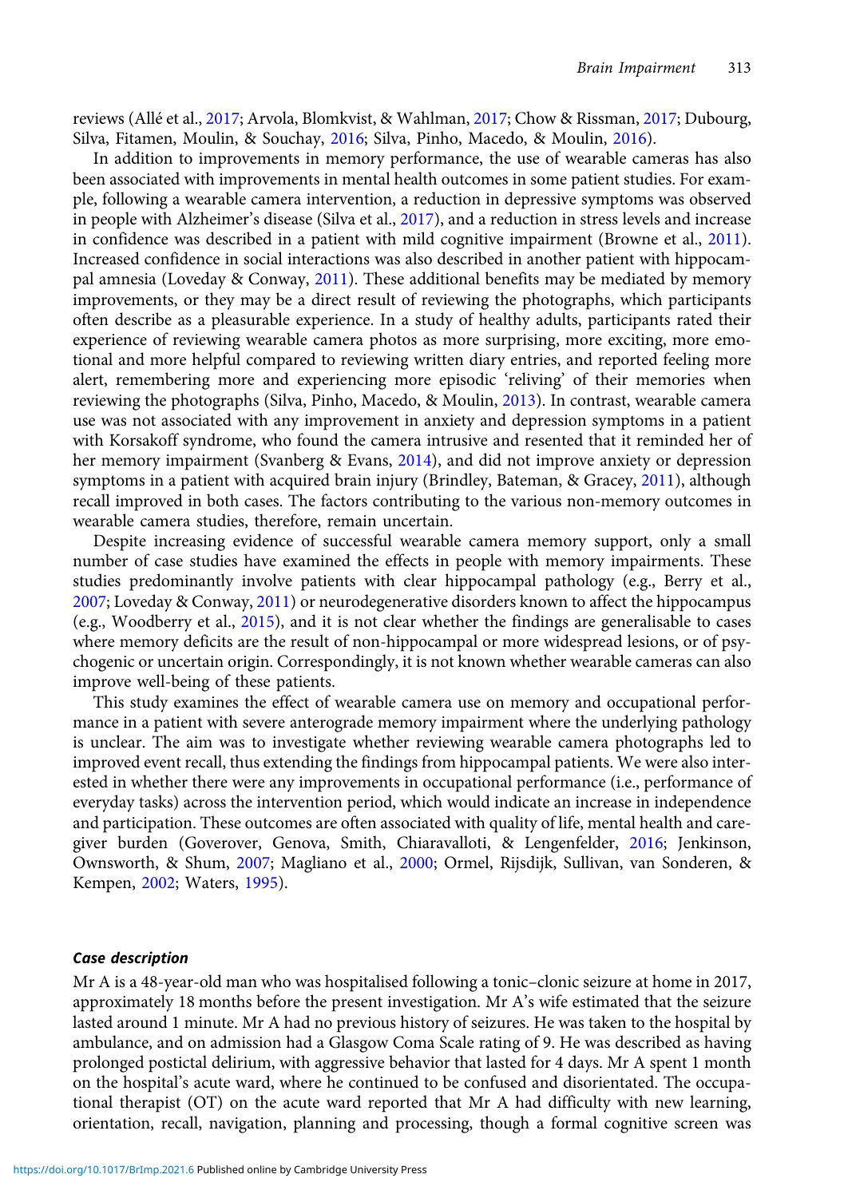reviews (Allé et al., 2017; Arvola, Blomkvist, & Wahlman, 2017; Chow & Rissman, 2017; Dubourg, Silva, Fitamen, Moulin, & Souchay, 2016; Silva, Pinho, Macedo, & Moulin, 2016).

In addition to improvements in memory performance, the use of wearable cameras has also been associated with improvements in mental health outcomes in some patient studies. For example, following a wearable camera intervention, a reduction in depressive symptoms was observed in people with Alzheimer's disease (Silva et al., 2017), and a reduction in stress levels and increase in confidence was described in a patient with mild cognitive impairment (Browne et al., 2011). Increased confidence in social interactions was also described in another patient with hippocampal amnesia (Loveday & Conway, 2011). These additional benefits may be mediated by memory improvements, or they may be a direct result of reviewing the photographs, which participants often describe as a pleasurable experience. In a study of healthy adults, participants rated their experience of reviewing wearable camera photos as more surprising, more exciting, more emotional and more helpful compared to reviewing written diary entries, and reported feeling more alert, remembering more and experiencing more episodic 'reliving' of their memories when reviewing the photographs (Silva, Pinho, Macedo, & Moulin, 2013). In contrast, wearable camera use was not associated with any improvement in anxiety and depression symptoms in a patient with Korsakoff syndrome, who found the camera intrusive and resented that it reminded her of her memory impairment (Svanberg & Evans, 2014), and did not improve anxiety or depression symptoms in a patient with acquired brain injury (Brindley, Bateman, & Gracey, 2011), although recall improved in both cases. The factors contributing to the various non-memory outcomes in wearable camera studies, therefore, remain uncertain.

Despite increasing evidence of successful wearable camera memory support, only a small number of case studies have examined the effects in people with memory impairments. These studies predominantly involve patients with clear hippocampal pathology (e.g., Berry et al., 2007; Loveday & Conway, 2011) or neurodegenerative disorders known to affect the hippocampus (e.g., Woodberry et al., 2015), and it is not clear whether the findings are generalisable to cases where memory deficits are the result of non-hippocampal or more widespread lesions, or of psychogenic or uncertain origin. Correspondingly, it is not known whether wearable cameras can also improve well-being of these patients.

This study examines the effect of wearable camera use on memory and occupational performance in a patient with severe anterograde memory impairment where the underlying pathology is unclear. The aim was to investigate whether reviewing wearable camera photographs led to improved event recall, thus extending the findings from hippocampal patients. We were also interested in whether there were any improvements in occupational performance (i.e., performance of everyday tasks) across the intervention period, which would indicate an increase in independence and participation. These outcomes are often associated with quality of life, mental health and caregiver burden (Goverover, Genova, Smith, Chiaravalloti, & Lengenfelder, 2016; Jenkinson, Ownsworth, & Shum, 2007; Magliano et al., 2000; Ormel, Rijsdijk, Sullivan, van Sonderen, & Kempen, 2002; Waters, 1995).

## *Case description*

Mr A is a 48-year-old man who was hospitalised following a tonic–clonic seizure at home in 2017, approximately 18 months before the present investigation. Mr A's wife estimated that the seizure lasted around 1 minute. Mr A had no previous history of seizures. He was taken to the hospital by ambulance, and on admission had a Glasgow Coma Scale rating of 9. He was described as having prolonged postictal delirium, with aggressive behavior that lasted for 4 days. Mr A spent 1 month on the hospital's acute ward, where he continued to be confused and disorientated. The occupational therapist (OT) on the acute ward reported that Mr A had difficulty with new learning, orientation, recall, navigation, planning and processing, though a formal cognitive screen was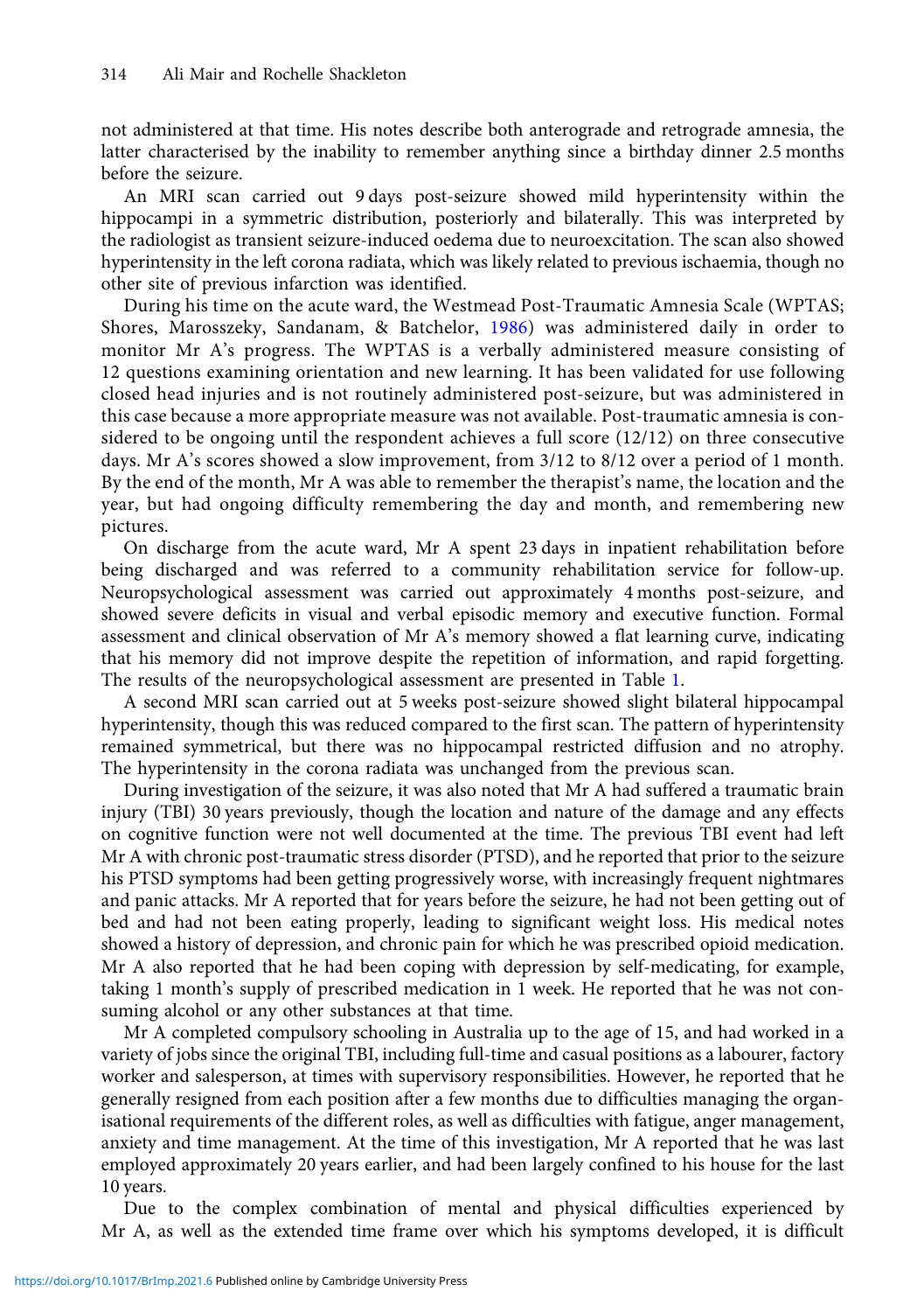not administered at that time. His notes describe both anterograde and retrograde amnesia, the latter characterised by the inability to remember anything since a birthday dinner 2.5 months before the seizure.

An MRI scan carried out 9 days post-seizure showed mild hyperintensity within the hippocampi in a symmetric distribution, posteriorly and bilaterally. This was interpreted by the radiologist as transient seizure-induced oedema due to neuroexcitation. The scan also showed hyperintensity in the left corona radiata, which was likely related to previous ischaemia, though no other site of previous infarction was identified.

During his time on the acute ward, the Westmead Post-Traumatic Amnesia Scale (WPTAS; Shores, Marosszeky, Sandanam, & Batchelor, 1986) was administered daily in order to monitor Mr A's progress. The WPTAS is a verbally administered measure consisting of 12 questions examining orientation and new learning. It has been validated for use following closed head injuries and is not routinely administered post-seizure, but was administered in this case because a more appropriate measure was not available. Post-traumatic amnesia is considered to be ongoing until the respondent achieves a full score (12/12) on three consecutive days. Mr A's scores showed a slow improvement, from 3/12 to 8/12 over a period of 1 month. By the end of the month, Mr A was able to remember the therapist's name, the location and the year, but had ongoing difficulty remembering the day and month, and remembering new pictures.

On discharge from the acute ward, Mr A spent 23 days in inpatient rehabilitation before being discharged and was referred to a community rehabilitation service for follow-up. Neuropsychological assessment was carried out approximately 4 months post-seizure, and showed severe deficits in visual and verbal episodic memory and executive function. Formal assessment and clinical observation of Mr A's memory showed a flat learning curve, indicating that his memory did not improve despite the repetition of information, and rapid forgetting. The results of the neuropsychological assessment are presented in Table 1.

A second MRI scan carried out at 5 weeks post-seizure showed slight bilateral hippocampal hyperintensity, though this was reduced compared to the first scan. The pattern of hyperintensity remained symmetrical, but there was no hippocampal restricted diffusion and no atrophy. The hyperintensity in the corona radiata was unchanged from the previous scan.

During investigation of the seizure, it was also noted that Mr A had suffered a traumatic brain injury (TBI) 30 years previously, though the location and nature of the damage and any effects on cognitive function were not well documented at the time. The previous TBI event had left Mr A with chronic post-traumatic stress disorder (PTSD), and he reported that prior to the seizure his PTSD symptoms had been getting progressively worse, with increasingly frequent nightmares and panic attacks. Mr A reported that for years before the seizure, he had not been getting out of bed and had not been eating properly, leading to significant weight loss. His medical notes showed a history of depression, and chronic pain for which he was prescribed opioid medication. Mr A also reported that he had been coping with depression by self-medicating, for example, taking 1 month's supply of prescribed medication in 1 week. He reported that he was not consuming alcohol or any other substances at that time.

Mr A completed compulsory schooling in Australia up to the age of 15, and had worked in a variety of jobs since the original TBI, including full-time and casual positions as a labourer, factory worker and salesperson, at times with supervisory responsibilities. However, he reported that he generally resigned from each position after a few months due to difficulties managing the organisational requirements of the different roles, as well as difficulties with fatigue, anger management, anxiety and time management. At the time of this investigation, Mr A reported that he was last employed approximately 20 years earlier, and had been largely confined to his house for the last 10 years.

Due to the complex combination of mental and physical difficulties experienced by Mr A, as well as the extended time frame over which his symptoms developed, it is difficult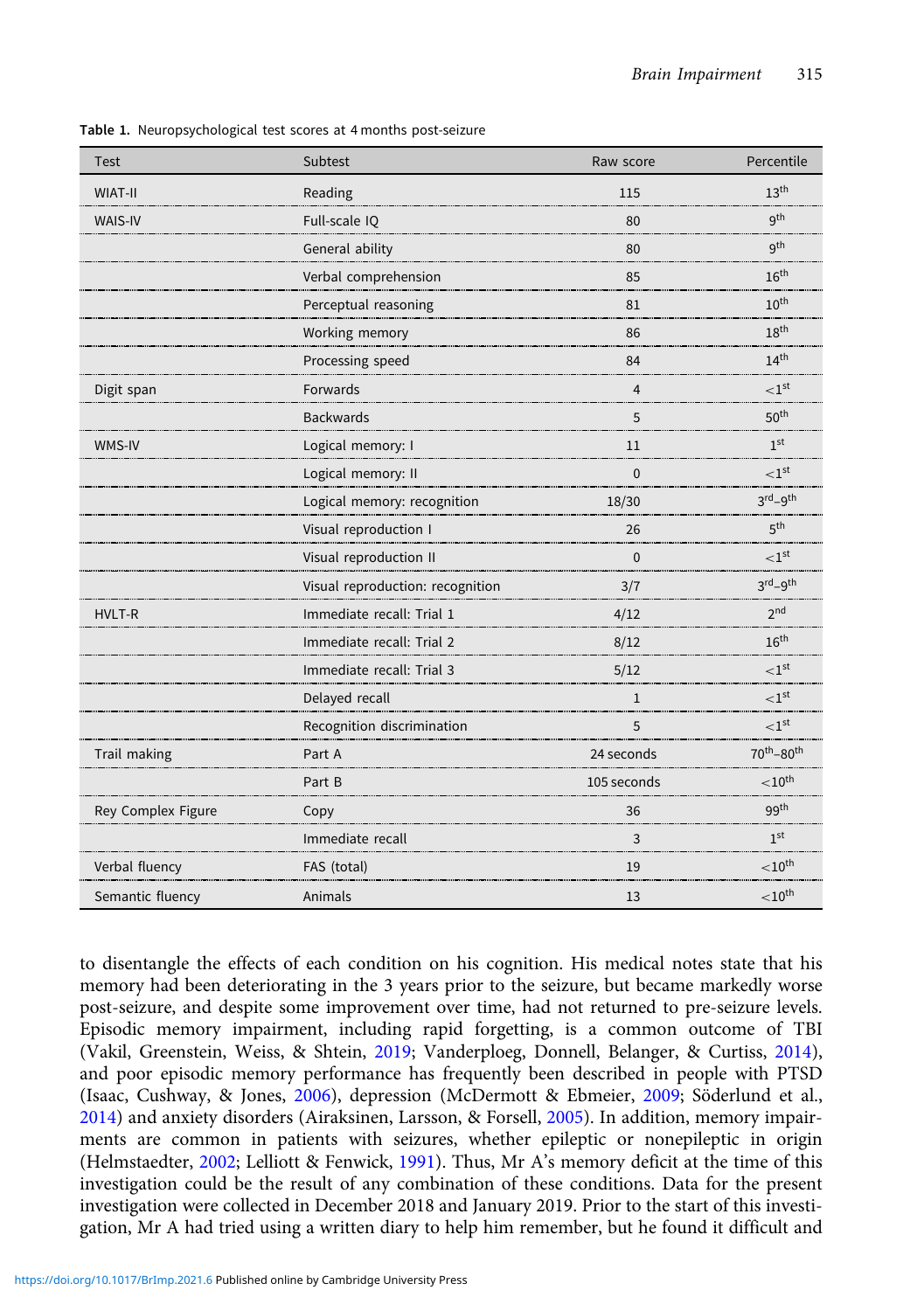**Table 1.** Neuropsychological test scores at 4 months post-seizure

| Test | Subtest | Raw score | Percentile |
|---|---|---|---|
| WIAT-II | Reading | 115 | 13th |
| WAIS-IV | Full-scale IQ | 80 | 9th |
| | General ability | 80 | 9th |
| | Verbal comprehension | 85 | 16th |
| | Perceptual reasoning | 81 | 10th |
| | Working memory | 86 | 18th |
| | Processing speed | 84 | 14th |
| Digit span | Forwards | 4 | <1st |
| | Backwards | 5 | 50th |
| WMS-IV | Logical memory: I | 11 | 1st |
| | Logical memory: II | 0 | <1st |
| | Logical memory: recognition | 18/30 | 3rd–9th |
| | Visual reproduction I | 26 | 5th |
| | Visual reproduction II | 0 | <1st |
| | Visual reproduction: recognition | 3/7 | 3rd–9th |
| HVLT-R | Immediate recall: Trial 1 | 4/12 | 2nd |
| | Immediate recall: Trial 2 | 8/12 | 16th |
| | Immediate recall: Trial 3 | 5/12 | <1st |
| | Delayed recall | 1 | <1st |
| | Recognition discrimination | 5 | <1st |
| Trail making | Part A | 24 seconds | 70th–80th |
| | Part B | 105 seconds | <10th |
| Rey Complex Figure | Copy | 36 | 99th |
| | Immediate recall | 3 | 1st |
| Verbal fluency | FAS (total) | 19 | <10th |
| Semantic fluency | Animals | 13 | <10th |

to disentangle the effects of each condition on his cognition. His medical notes state that his memory had been deteriorating in the 3 years prior to the seizure, but became markedly worse post-seizure, and despite some improvement over time, had not returned to pre-seizure levels. Episodic memory impairment, including rapid forgetting, is a common outcome of TBI (Vakil, Greenstein, Weiss, & Shtein, 2019; Vanderploeg, Donnell, Belanger, & Curtiss, 2014), and poor episodic memory performance has frequently been described in people with PTSD (Isaac, Cushway, & Jones, 2006), depression (McDermott & Ebmeier, 2009; Söderlund et al., 2014) and anxiety disorders (Airaksinen, Larsson, & Forsell, 2005). In addition, memory impairments are common in patients with seizures, whether epileptic or nonepileptic in origin (Helmstaedter, 2002; Lelliott & Fenwick, 1991). Thus, Mr A's memory deficit at the time of this investigation could be the result of any combination of these conditions. Data for the present investigation were collected in December 2018 and January 2019. Prior to the start of this investigation, Mr A had tried using a written diary to help him remember, but he found it difficult and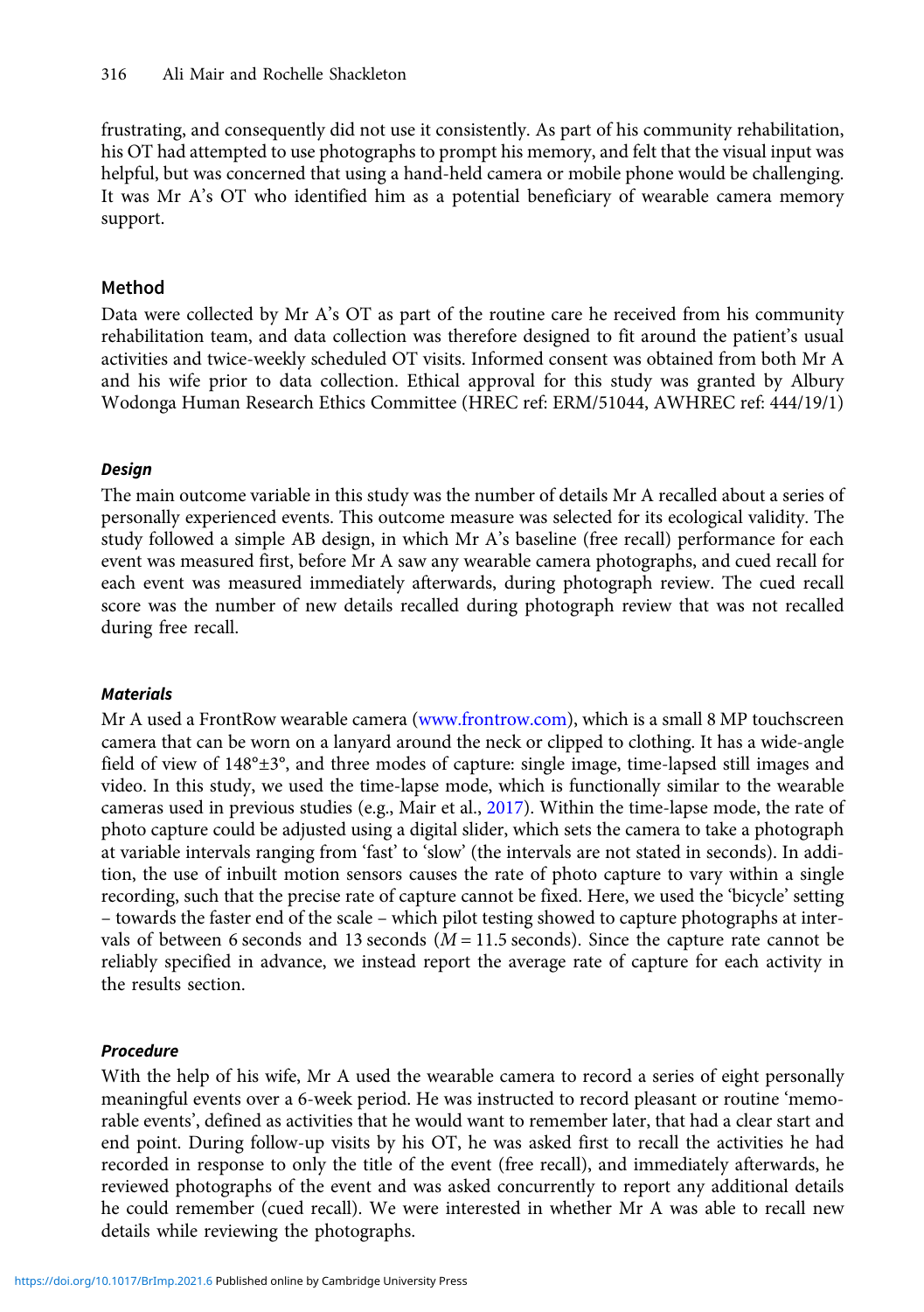frustrating, and consequently did not use it consistently. As part of his community rehabilitation, his OT had attempted to use photographs to prompt his memory, and felt that the visual input was helpful, but was concerned that using a hand-held camera or mobile phone would be challenging. It was Mr A's OT who identified him as a potential beneficiary of wearable camera memory support.

## Method

Data were collected by Mr A's OT as part of the routine care he received from his community rehabilitation team, and data collection was therefore designed to fit around the patient's usual activities and twice-weekly scheduled OT visits. Informed consent was obtained from both Mr A and his wife prior to data collection. Ethical approval for this study was granted by Albury Wodonga Human Research Ethics Committee (HREC ref: ERM/51044, AWHREC ref: 444/19/1)

### *Design*

The main outcome variable in this study was the number of details Mr A recalled about a series of personally experienced events. This outcome measure was selected for its ecological validity. The study followed a simple AB design, in which Mr A's baseline (free recall) performance for each event was measured first, before Mr A saw any wearable camera photographs, and cued recall for each event was measured immediately afterwards, during photograph review. The cued recall score was the number of new details recalled during photograph review that was not recalled during free recall.

### *Materials*

Mr A used a FrontRow wearable camera (www.frontrow.com), which is a small 8 MP touchscreen camera that can be worn on a lanyard around the neck or clipped to clothing. It has a wide-angle field of view of 148°±3°, and three modes of capture: single image, time-lapsed still images and video. In this study, we used the time-lapse mode, which is functionally similar to the wearable cameras used in previous studies (e.g., Mair et al., 2017). Within the time-lapse mode, the rate of photo capture could be adjusted using a digital slider, which sets the camera to take a photograph at variable intervals ranging from 'fast' to 'slow' (the intervals are not stated in seconds). In addition, the use of inbuilt motion sensors causes the rate of photo capture to vary within a single recording, such that the precise rate of capture cannot be fixed. Here, we used the 'bicycle' setting – towards the faster end of the scale – which pilot testing showed to capture photographs at intervals of between 6 seconds and 13 seconds ($M = 11.5$ seconds). Since the capture rate cannot be reliably specified in advance, we instead report the average rate of capture for each activity in the results section.

### *Procedure*

With the help of his wife, Mr A used the wearable camera to record a series of eight personally meaningful events over a 6-week period. He was instructed to record pleasant or routine 'memorable events', defined as activities that he would want to remember later, that had a clear start and end point. During follow-up visits by his OT, he was asked first to recall the activities he had recorded in response to only the title of the event (free recall), and immediately afterwards, he reviewed photographs of the event and was asked concurrently to report any additional details he could remember (cued recall). We were interested in whether Mr A was able to recall new details while reviewing the photographs.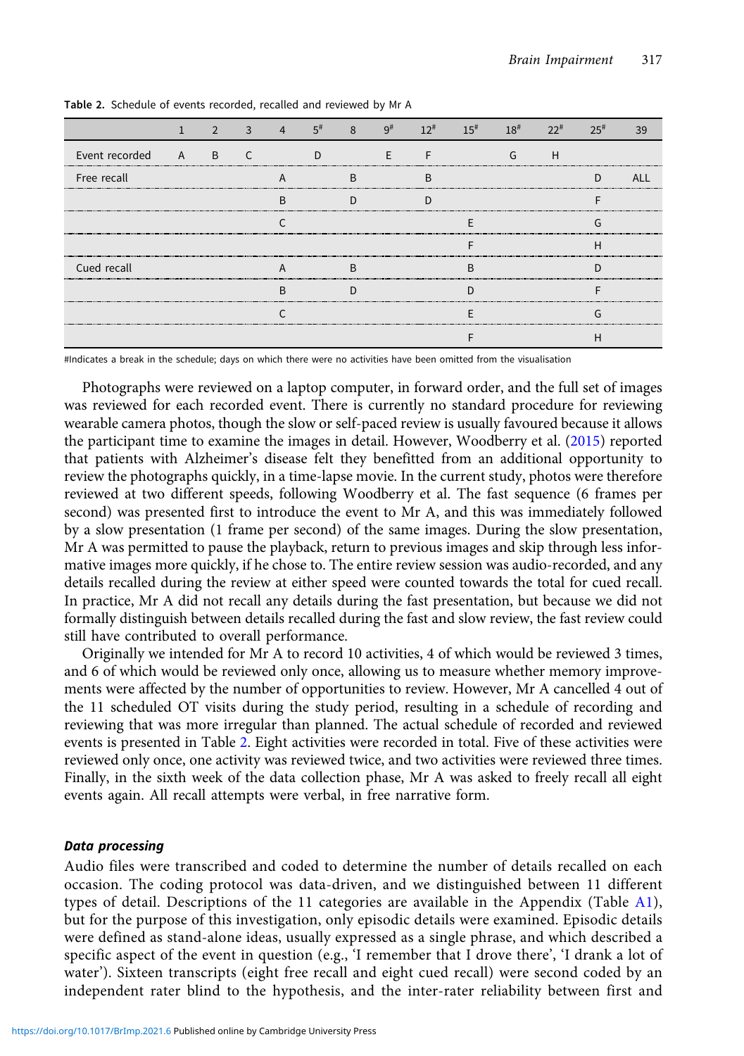**Table 2.** Schedule of events recorded, recalled and reviewed by Mr A

| | 1 | 2 | 3 | 4 | 5[#] | 8 | 9[#] | 12[#] | 15[#] | 18[#] | 22[#] | 25[#] | 39 |
|---|---|---|---|---|---|---|---|---|---|---|---|---|---|
| Event recorded | A | B | C | | D | | E | F | | G | H | | |
| Free recall | | | | A | | B | | B | | | | D | ALL |
| | | | | B | | D | | D | | | | F | |
| | | | | C | | | | | E | | | G | |
| | | | | | | | | | F | | | H | |
| Cued recall | | | | A | | B | | | B | | | D | |
| | | | | B | | D | | | D | | | F | |
| | | | | C | | | | | E | | | G | |
| | | | | | | | | | F | | | H | |

[#] Indicates a break in the schedule; days on which there were no activities have been omitted from the visualisation

Photographs were reviewed on a laptop computer, in forward order, and the full set of images was reviewed for each recorded event. There is currently no standard procedure for reviewing wearable camera photos, though the slow or self-paced review is usually favoured because it allows the participant time to examine the images in detail. However, Woodberry et al. (2015) reported that patients with Alzheimer's disease felt they benefitted from an additional opportunity to review the photographs quickly, in a time-lapse movie. In the current study, photos were therefore reviewed at two different speeds, following Woodberry et al. The fast sequence (6 frames per second) was presented first to introduce the event to Mr A, and this was immediately followed by a slow presentation (1 frame per second) of the same images. During the slow presentation, Mr A was permitted to pause the playback, return to previous images and skip through less informative images more quickly, if he chose to. The entire review session was audio-recorded, and any details recalled during the review at either speed were counted towards the total for cued recall. In practice, Mr A did not recall any details during the fast presentation, but because we did not formally distinguish between details recalled during the fast and slow review, the fast review could still have contributed to overall performance.

Originally we intended for Mr A to record 10 activities, 4 of which would be reviewed 3 times, and 6 of which would be reviewed only once, allowing us to measure whether memory improvements were affected by the number of opportunities to review. However, Mr A cancelled 4 out of the 11 scheduled OT visits during the study period, resulting in a schedule of recording and reviewing that was more irregular than planned. The actual schedule of recorded and reviewed events is presented in Table 2. Eight activities were recorded in total. Five of these activities were reviewed only once, one activity was reviewed twice, and two activities were reviewed three times. Finally, in the sixth week of the data collection phase, Mr A was asked to freely recall all eight events again. All recall attempts were verbal, in free narrative form.

### *Data processing*

Audio files were transcribed and coded to determine the number of details recalled on each occasion. The coding protocol was data-driven, and we distinguished between 11 different types of detail. Descriptions of the 11 categories are available in the Appendix (Table A1), but for the purpose of this investigation, only episodic details were examined. Episodic details were defined as stand-alone ideas, usually expressed as a single phrase, and which described a specific aspect of the event in question (e.g., 'I remember that I drove there', 'I drank a lot of water'). Sixteen transcripts (eight free recall and eight cued recall) were second coded by an independent rater blind to the hypothesis, and the inter-rater reliability between first and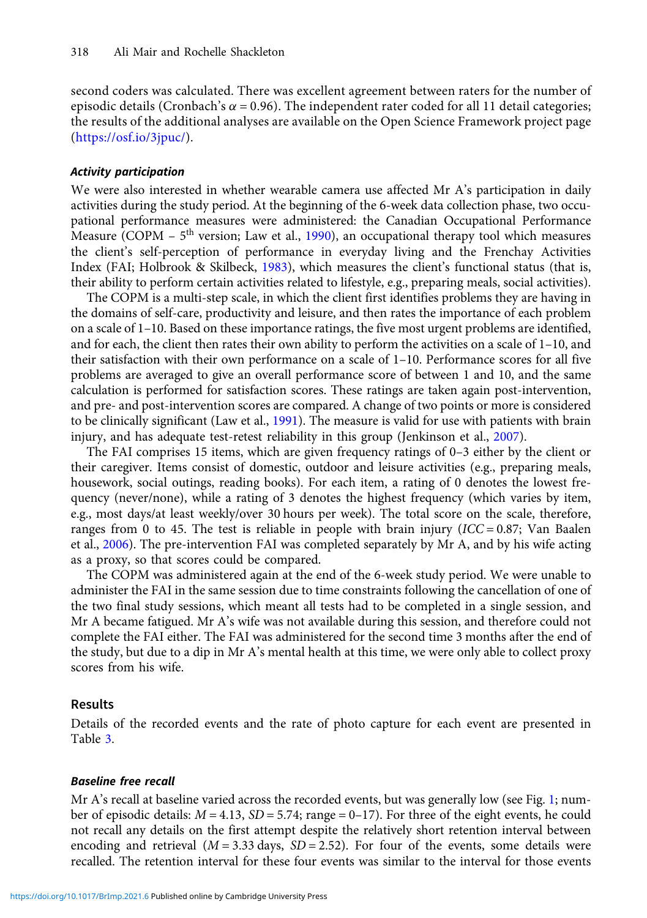second coders was calculated. There was excellent agreement between raters for the number of episodic details (Cronbach's $\alpha = 0.96$). The independent rater coded for all 11 detail categories; the results of the additional analyses are available on the Open Science Framework project page (https://osf.io/3jpuc/).

### *Activity participation*

We were also interested in whether wearable camera use affected Mr A's participation in daily activities during the study period. At the beginning of the 6-week data collection phase, two occupational performance measures were administered: the Canadian Occupational Performance Measure (COPM – 5th version; Law et al., 1990), an occupational therapy tool which measures the client's self-perception of performance in everyday living and the Frenchay Activities Index (FAI; Holbrook & Skilbeck, 1983), which measures the client's functional status (that is, their ability to perform certain activities related to lifestyle, e.g., preparing meals, social activities).

The COPM is a multi-step scale, in which the client first identifies problems they are having in the domains of self-care, productivity and leisure, and then rates the importance of each problem on a scale of 1–10. Based on these importance ratings, the five most urgent problems are identified, and for each, the client then rates their own ability to perform the activities on a scale of 1–10, and their satisfaction with their own performance on a scale of 1–10. Performance scores for all five problems are averaged to give an overall performance score of between 1 and 10, and the same calculation is performed for satisfaction scores. These ratings are taken again post-intervention, and pre- and post-intervention scores are compared. A change of two points or more is considered to be clinically significant (Law et al., 1991). The measure is valid for use with patients with brain injury, and has adequate test-retest reliability in this group (Jenkinson et al., 2007).

The FAI comprises 15 items, which are given frequency ratings of 0–3 either by the client or their caregiver. Items consist of domestic, outdoor and leisure activities (e.g., preparing meals, housework, social outings, reading books). For each item, a rating of 0 denotes the lowest frequency (never/none), while a rating of 3 denotes the highest frequency (which varies by item, e.g., most days/at least weekly/over 30 hours per week). The total score on the scale, therefore, ranges from 0 to 45. The test is reliable in people with brain injury ($ICC = 0.87$; Van Baalen et al., 2006). The pre-intervention FAI was completed separately by Mr A, and by his wife acting as a proxy, so that scores could be compared.

The COPM was administered again at the end of the 6-week study period. We were unable to administer the FAI in the same session due to time constraints following the cancellation of one of the two final study sessions, which meant all tests had to be completed in a single session, and Mr A became fatigued. Mr A's wife was not available during this session, and therefore could not complete the FAI either. The FAI was administered for the second time 3 months after the end of the study, but due to a dip in Mr A's mental health at this time, we were only able to collect proxy scores from his wife.

## Results

Details of the recorded events and the rate of photo capture for each event are presented in Table 3.

### *Baseline free recall*

Mr A's recall at baseline varied across the recorded events, but was generally low (see Fig. 1; number of episodic details: $M = 4.13$, $SD = 5.74$; range = 0–17). For three of the eight events, he could not recall any details on the first attempt despite the relatively short retention interval between encoding and retrieval ($M = 3.33$ days, $SD = 2.52$). For four of the events, some details were recalled. The retention interval for these four events was similar to the interval for those events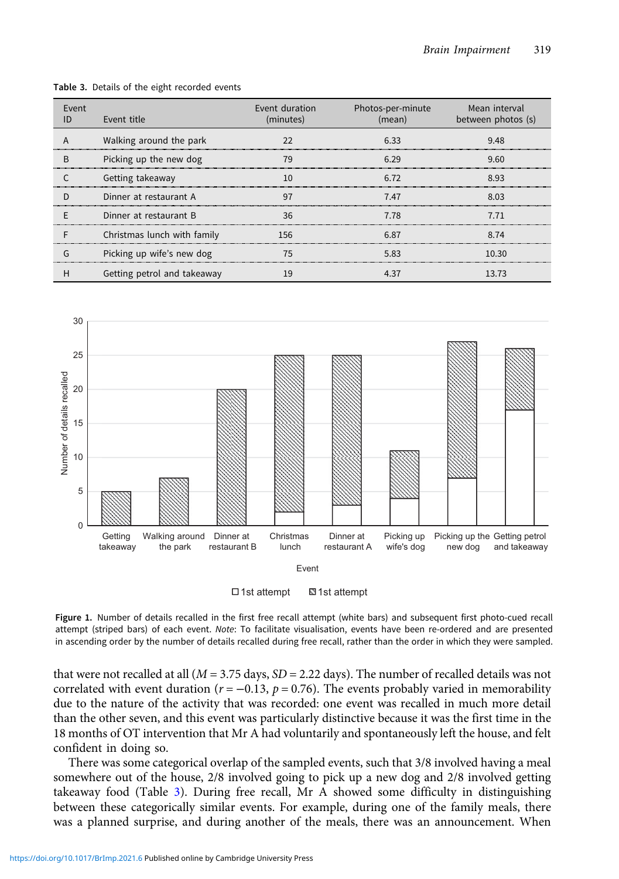Table 3. Details of the eight recorded events

| Event ID | Event title | Event duration (minutes) | Photos-per-minute (mean) | Mean interval between photos (s) |
|---|---|---|---|---|
| A | Walking around the park | 22 | 6.33 | 9.48 |
| B | Picking up the new dog | 79 | 6.29 | 9.60 |
| C | Getting takeaway | 10 | 6.72 | 8.93 |
| D | Dinner at restaurant A | 97 | 7.47 | 8.03 |
| E | Dinner at restaurant B | 36 | 7.78 | 7.71 |
| F | Christmas lunch with family | 156 | 6.87 | 8.74 |
| G | Picking up wife's new dog | 75 | 5.83 | 10.30 |
| H | Getting petrol and takeaway | 19 | 4.37 | 13.73 |

**Figure 1.** Number of details recalled in the first free recall attempt (white bars) and subsequent first photo-cued recall attempt (striped bars) of each event. *Note*: To facilitate visualisation, events have been re-ordered and are presented in ascending order by the number of details recalled during free recall, rather than the order in which they were sampled.

that were not recalled at all ($M = 3.75$ days, $SD = 2.22$ days). The number of recalled details was not correlated with event duration ($r = -0.13$, $p = 0.76$). The events probably varied in memorability due to the nature of the activity that was recorded: one event was recalled in much more detail than the other seven, and this event was particularly distinctive because it was the first time in the 18 months of OT intervention that Mr A had voluntarily and spontaneously left the house, and felt confident in doing so.

There was some categorical overlap of the sampled events, such that 3/8 involved having a meal somewhere out of the house, 2/8 involved going to pick up a new dog and 2/8 involved getting takeaway food (Table 3). During free recall, Mr A showed some difficulty in distinguishing between these categorically similar events. For example, during one of the family meals, there was a planned surprise, and during another of the meals, there was an announcement. When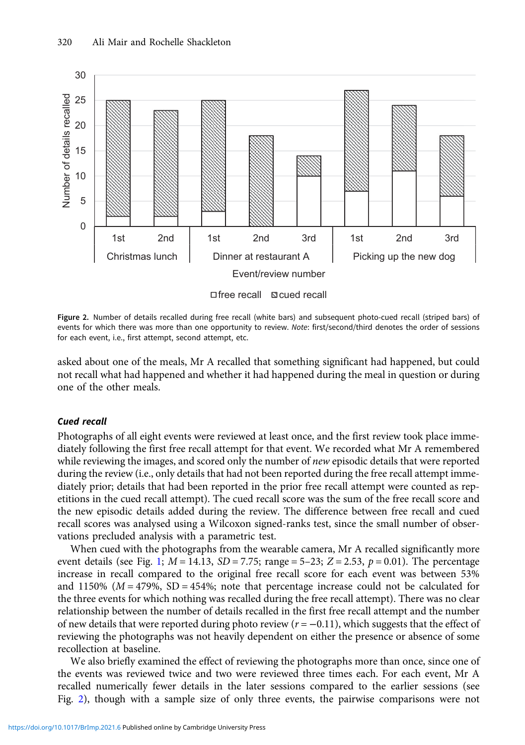Figure 2. Number of details recalled during free recall (white bars) and subsequent photo-cued recall (striped bars) of events for which there was more than one opportunity to review. *Note*: first/second/third denotes the order of sessions for each event, i.e., first attempt, second attempt, etc.

asked about one of the meals, Mr A recalled that something significant had happened, but could not recall what had happened and whether it had happened during the meal in question or during one of the other meals.

### *Cued recall*

Photographs of all eight events were reviewed at least once, and the first review took place immediately following the first free recall attempt for that event. We recorded what Mr A remembered while reviewing the images, and scored only the number of *new* episodic details that were reported during the review (i.e., only details that had not been reported during the free recall attempt immediately prior; details that had been reported in the prior free recall attempt were counted as repetitions in the cued recall attempt). The cued recall score was the sum of the free recall score and the new episodic details added during the review. The difference between free recall and cued recall scores was analysed using a Wilcoxon signed-ranks test, since the small number of observations precluded analysis with a parametric test.

When cued with the photographs from the wearable camera, Mr A recalled significantly more event details (see Fig. 1; $M = 14.13$, $SD = 7.75$; range = 5–23; $Z = 2.53$, $p = 0.01$). The percentage increase in recall compared to the original free recall score for each event was between 53% and 1150% ($M = 479\%$, SD = 454%; note that percentage increase could not be calculated for the three events for which nothing was recalled during the free recall attempt). There was no clear relationship between the number of details recalled in the first free recall attempt and the number of new details that were reported during photo review ($r = -0.11$), which suggests that the effect of reviewing the photographs was not heavily dependent on either the presence or absence of some recollection at baseline.

We also briefly examined the effect of reviewing the photographs more than once, since one of the events was reviewed twice and two were reviewed three times each. For each event, Mr A recalled numerically fewer details in the later sessions compared to the earlier sessions (see Fig. 2), though with a sample size of only three events, the pairwise comparisons were not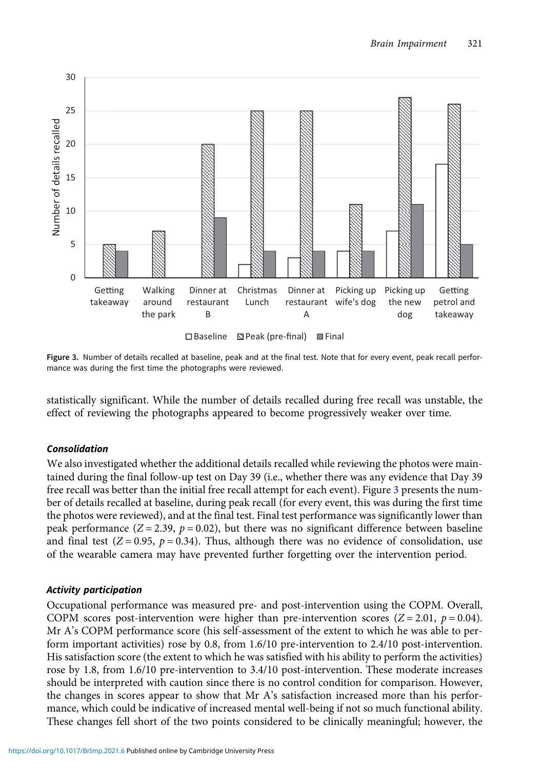Figure 3. Number of details recalled at baseline, peak and at the final test. Note that for every event, peak recall performance was during the first time the photographs were reviewed.

statistically significant. While the number of details recalled during free recall was unstable, the effect of reviewing the photographs appeared to become progressively weaker over time.

### *Consolidation*

We also investigated whether the additional details recalled while reviewing the photos were maintained during the final follow-up test on Day 39 (i.e., whether there was any evidence that Day 39 free recall was better than the initial free recall attempt for each event). Figure 3 presents the number of details recalled at baseline, during peak recall (for every event, this was during the first time the photos were reviewed), and at the final test. Final test performance was significantly lower than peak performance ($Z = 2.39$, $p = 0.02$), but there was no significant difference between baseline and final test ($Z = 0.95$, $p = 0.34$). Thus, although there was no evidence of consolidation, use of the wearable camera may have prevented further forgetting over the intervention period.

### *Activity participation*

Occupational performance was measured pre- and post-intervention using the COPM. Overall, COPM scores post-intervention were higher than pre-intervention scores ($Z = 2.01$, $p = 0.04$). Mr A's COPM performance score (his self-assessment of the extent to which he was able to perform important activities) rose by 0.8, from 1.6/10 pre-intervention to 2.4/10 post-intervention. His satisfaction score (the extent to which he was satisfied with his ability to perform the activities) rose by 1.8, from 1.6/10 pre-intervention to 3.4/10 post-intervention. These moderate increases should be interpreted with caution since there is no control condition for comparison. However, the changes in scores appear to show that Mr A's satisfaction increased more than his performance, which could be indicative of increased mental well-being if not so much functional ability. These changes fell short of the two points considered to be clinically meaningful; however, the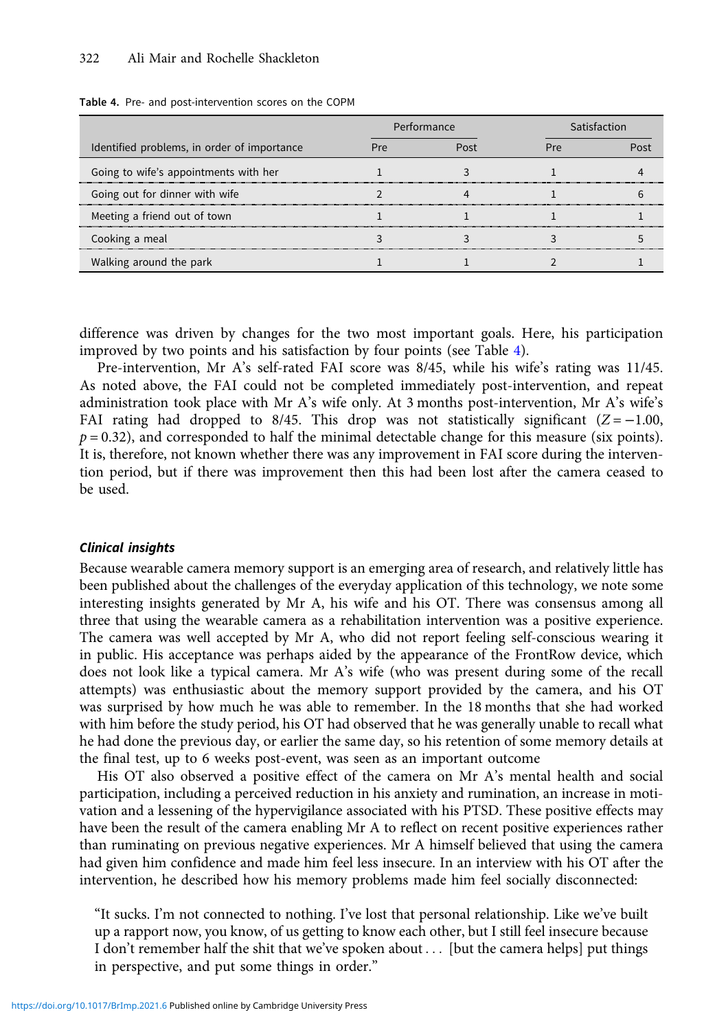Table 4. Pre- and post-intervention scores on the COPM

| Identified problems, in order of importance | Performance | | Satisfaction | |
|---|---|---|---|---|
| | Pre | Post | Pre | Post |
| Going to wife's appointments with her | 1 | 3 | 1 | 4 |
| Going out for dinner with wife | 2 | 4 | 1 | 6 |
| Meeting a friend out of town | 1 | 1 | 1 | 1 |
| Cooking a meal | 3 | 3 | 3 | 5 |
| Walking around the park | 1 | 1 | 2 | 1 |

difference was driven by changes for the two most important goals. Here, his participation improved by two points and his satisfaction by four points (see Table 4).

Pre-intervention, Mr A's self-rated FAI score was 8/45, while his wife's rating was 11/45. As noted above, the FAI could not be completed immediately post-intervention, and repeat administration took place with Mr A's wife only. At 3 months post-intervention, Mr A's wife's FAI rating had dropped to 8/45. This drop was not statistically significant ($Z = -1.00$, $p = 0.32$), and corresponded to half the minimal detectable change for this measure (six points). It is, therefore, not known whether there was any improvement in FAI score during the intervention period, but if there was improvement then this had been lost after the camera ceased to be used.

#### *Clinical insights*

Because wearable camera memory support is an emerging area of research, and relatively little has been published about the challenges of the everyday application of this technology, we note some interesting insights generated by Mr A, his wife and his OT. There was consensus among all three that using the wearable camera as a rehabilitation intervention was a positive experience. The camera was well accepted by Mr A, who did not report feeling self-conscious wearing it in public. His acceptance was perhaps aided by the appearance of the FrontRow device, which does not look like a typical camera. Mr A's wife (who was present during some of the recall attempts) was enthusiastic about the memory support provided by the camera, and his OT was surprised by how much he was able to remember. In the 18 months that she had worked with him before the study period, his OT had observed that he was generally unable to recall what he had done the previous day, or earlier the same day, so his retention of some memory details at the final test, up to 6 weeks post-event, was seen as an important outcome

His OT also observed a positive effect of the camera on Mr A's mental health and social participation, including a perceived reduction in his anxiety and rumination, an increase in motivation and a lessening of the hypervigilance associated with his PTSD. These positive effects may have been the result of the camera enabling Mr A to reflect on recent positive experiences rather than ruminating on previous negative experiences. Mr A himself believed that using the camera had given him confidence and made him feel less insecure. In an interview with his OT after the intervention, he described how his memory problems made him feel socially disconnected:

> "It sucks. I'm not connected to nothing. I've lost that personal relationship. Like we've built up a rapport now, you know, of us getting to know each other, but I still feel insecure because I don't remember half the shit that we've spoken about . . . [but the camera helps] put things in perspective, and put some things in order."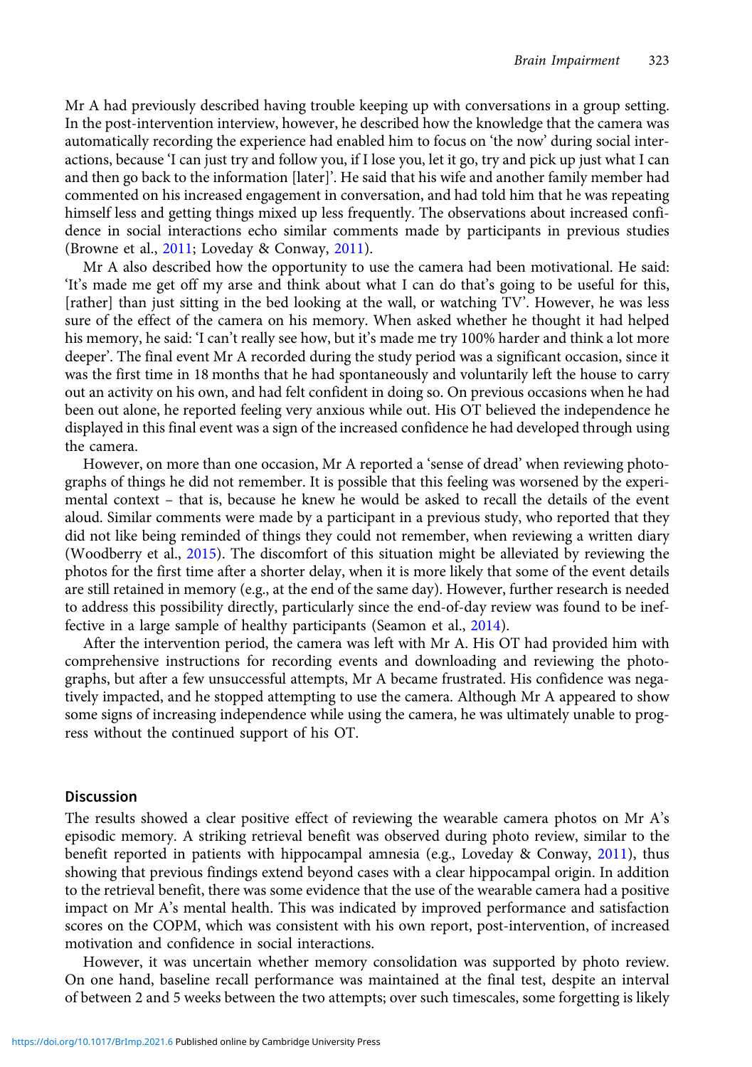Mr A had previously described having trouble keeping up with conversations in a group setting. In the post-intervention interview, however, he described how the knowledge that the camera was automatically recording the experience had enabled him to focus on 'the now' during social interactions, because 'I can just try and follow you, if I lose you, let it go, try and pick up just what I can and then go back to the information [later]'. He said that his wife and another family member had commented on his increased engagement in conversation, and had told him that he was repeating himself less and getting things mixed up less frequently. The observations about increased confidence in social interactions echo similar comments made by participants in previous studies (Browne et al., 2011; Loveday & Conway, 2011).

Mr A also described how the opportunity to use the camera had been motivational. He said: 'It's made me get off my arse and think about what I can do that's going to be useful for this, [rather] than just sitting in the bed looking at the wall, or watching TV'. However, he was less sure of the effect of the camera on his memory. When asked whether he thought it had helped his memory, he said: 'I can't really see how, but it's made me try 100% harder and think a lot more deeper'. The final event Mr A recorded during the study period was a significant occasion, since it was the first time in 18 months that he had spontaneously and voluntarily left the house to carry out an activity on his own, and had felt confident in doing so. On previous occasions when he had been out alone, he reported feeling very anxious while out. His OT believed the independence he displayed in this final event was a sign of the increased confidence he had developed through using the camera.

However, on more than one occasion, Mr A reported a 'sense of dread' when reviewing photographs of things he did not remember. It is possible that this feeling was worsened by the experimental context – that is, because he knew he would be asked to recall the details of the event aloud. Similar comments were made by a participant in a previous study, who reported that they did not like being reminded of things they could not remember, when reviewing a written diary (Woodberry et al., 2015). The discomfort of this situation might be alleviated by reviewing the photos for the first time after a shorter delay, when it is more likely that some of the event details are still retained in memory (e.g., at the end of the same day). However, further research is needed to address this possibility directly, particularly since the end-of-day review was found to be ineffective in a large sample of healthy participants (Seamon et al., 2014).

After the intervention period, the camera was left with Mr A. His OT had provided him with comprehensive instructions for recording events and downloading and reviewing the photographs, but after a few unsuccessful attempts, Mr A became frustrated. His confidence was negatively impacted, and he stopped attempting to use the camera. Although Mr A appeared to show some signs of increasing independence while using the camera, he was ultimately unable to progress without the continued support of his OT.

## Discussion

The results showed a clear positive effect of reviewing the wearable camera photos on Mr A's episodic memory. A striking retrieval benefit was observed during photo review, similar to the benefit reported in patients with hippocampal amnesia (e.g., Loveday & Conway, 2011), thus showing that previous findings extend beyond cases with a clear hippocampal origin. In addition to the retrieval benefit, there was some evidence that the use of the wearable camera had a positive impact on Mr A's mental health. This was indicated by improved performance and satisfaction scores on the COPM, which was consistent with his own report, post-intervention, of increased motivation and confidence in social interactions.

However, it was uncertain whether memory consolidation was supported by photo review. On one hand, baseline recall performance was maintained at the final test, despite an interval of between 2 and 5 weeks between the two attempts; over such timescales, some forgetting is likely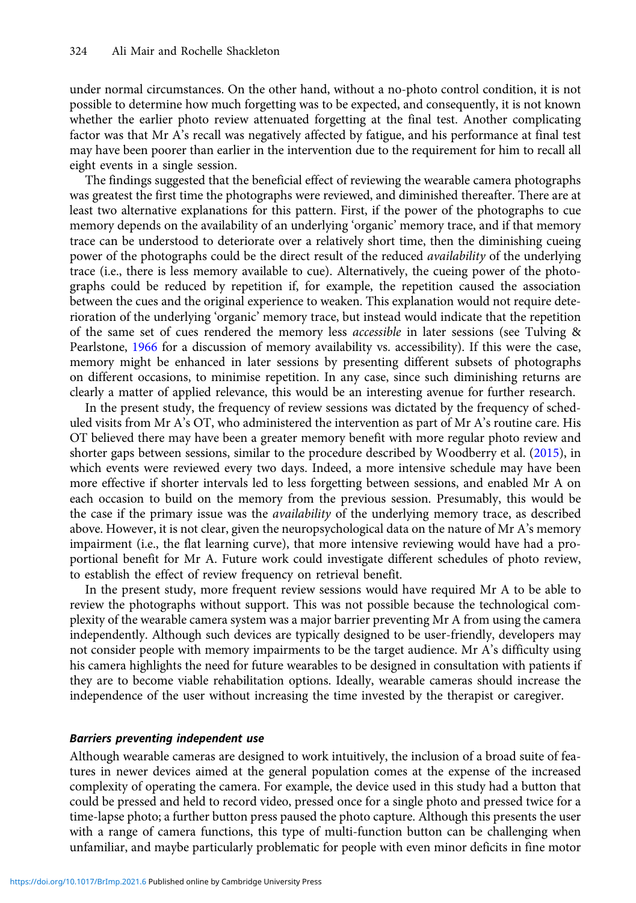under normal circumstances. On the other hand, without a no-photo control condition, it is not possible to determine how much forgetting was to be expected, and consequently, it is not known whether the earlier photo review attenuated forgetting at the final test. Another complicating factor was that Mr A's recall was negatively affected by fatigue, and his performance at final test may have been poorer than earlier in the intervention due to the requirement for him to recall all eight events in a single session.

The findings suggested that the beneficial effect of reviewing the wearable camera photographs was greatest the first time the photographs were reviewed, and diminished thereafter. There are at least two alternative explanations for this pattern. First, if the power of the photographs to cue memory depends on the availability of an underlying 'organic' memory trace, and if that memory trace can be understood to deteriorate over a relatively short time, then the diminishing cueing power of the photographs could be the direct result of the reduced *availability* of the underlying trace (i.e., there is less memory available to cue). Alternatively, the cueing power of the photographs could be reduced by repetition if, for example, the repetition caused the association between the cues and the original experience to weaken. This explanation would not require deterioration of the underlying 'organic' memory trace, but instead would indicate that the repetition of the same set of cues rendered the memory less *accessible* in later sessions (see Tulving & Pearlstone, 1966 for a discussion of memory availability vs. accessibility). If this were the case, memory might be enhanced in later sessions by presenting different subsets of photographs on different occasions, to minimise repetition. In any case, since such diminishing returns are clearly a matter of applied relevance, this would be an interesting avenue for further research.

In the present study, the frequency of review sessions was dictated by the frequency of scheduled visits from Mr A's OT, who administered the intervention as part of Mr A's routine care. His OT believed there may have been a greater memory benefit with more regular photo review and shorter gaps between sessions, similar to the procedure described by Woodberry et al. (2015), in which events were reviewed every two days. Indeed, a more intensive schedule may have been more effective if shorter intervals led to less forgetting between sessions, and enabled Mr A on each occasion to build on the memory from the previous session. Presumably, this would be the case if the primary issue was the *availability* of the underlying memory trace, as described above. However, it is not clear, given the neuropsychological data on the nature of Mr A's memory impairment (i.e., the flat learning curve), that more intensive reviewing would have had a proportional benefit for Mr A. Future work could investigate different schedules of photo review, to establish the effect of review frequency on retrieval benefit.

In the present study, more frequent review sessions would have required Mr A to be able to review the photographs without support. This was not possible because the technological complexity of the wearable camera system was a major barrier preventing Mr A from using the camera independently. Although such devices are typically designed to be user-friendly, developers may not consider people with memory impairments to be the target audience. Mr A's difficulty using his camera highlights the need for future wearables to be designed in consultation with patients if they are to become viable rehabilitation options. Ideally, wearable cameras should increase the independence of the user without increasing the time invested by the therapist or caregiver.

### *Barriers preventing independent use*

Although wearable cameras are designed to work intuitively, the inclusion of a broad suite of features in newer devices aimed at the general population comes at the expense of the increased complexity of operating the camera. For example, the device used in this study had a button that could be pressed and held to record video, pressed once for a single photo and pressed twice for a time-lapse photo; a further button press paused the photo capture. Although this presents the user with a range of camera functions, this type of multi-function button can be challenging when unfamiliar, and maybe particularly problematic for people with even minor deficits in fine motor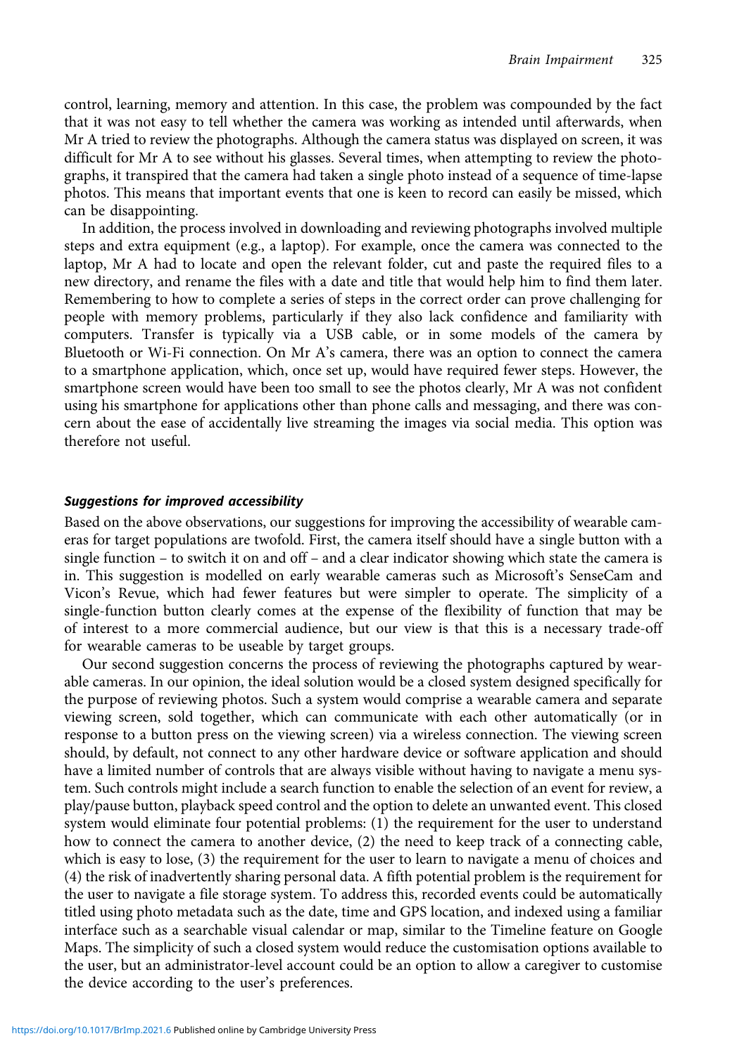control, learning, memory and attention. In this case, the problem was compounded by the fact that it was not easy to tell whether the camera was working as intended until afterwards, when Mr A tried to review the photographs. Although the camera status was displayed on screen, it was difficult for Mr A to see without his glasses. Several times, when attempting to review the photographs, it transpired that the camera had taken a single photo instead of a sequence of time-lapse photos. This means that important events that one is keen to record can easily be missed, which can be disappointing.

In addition, the process involved in downloading and reviewing photographs involved multiple steps and extra equipment (e.g., a laptop). For example, once the camera was connected to the laptop, Mr A had to locate and open the relevant folder, cut and paste the required files to a new directory, and rename the files with a date and title that would help him to find them later. Remembering to how to complete a series of steps in the correct order can prove challenging for people with memory problems, particularly if they also lack confidence and familiarity with computers. Transfer is typically via a USB cable, or in some models of the camera by Bluetooth or Wi-Fi connection. On Mr A's camera, there was an option to connect the camera to a smartphone application, which, once set up, would have required fewer steps. However, the smartphone screen would have been too small to see the photos clearly, Mr A was not confident using his smartphone for applications other than phone calls and messaging, and there was concern about the ease of accidentally live streaming the images via social media. This option was therefore not useful.

### *Suggestions for improved accessibility*

Based on the above observations, our suggestions for improving the accessibility of wearable cameras for target populations are twofold. First, the camera itself should have a single button with a single function – to switch it on and off – and a clear indicator showing which state the camera is in. This suggestion is modelled on early wearable cameras such as Microsoft's SenseCam and Vicon's Revue, which had fewer features but were simpler to operate. The simplicity of a single-function button clearly comes at the expense of the flexibility of function that may be of interest to a more commercial audience, but our view is that this is a necessary trade-off for wearable cameras to be useable by target groups.

Our second suggestion concerns the process of reviewing the photographs captured by wearable cameras. In our opinion, the ideal solution would be a closed system designed specifically for the purpose of reviewing photos. Such a system would comprise a wearable camera and separate viewing screen, sold together, which can communicate with each other automatically (or in response to a button press on the viewing screen) via a wireless connection. The viewing screen should, by default, not connect to any other hardware device or software application and should have a limited number of controls that are always visible without having to navigate a menu system. Such controls might include a search function to enable the selection of an event for review, a play/pause button, playback speed control and the option to delete an unwanted event. This closed system would eliminate four potential problems: (1) the requirement for the user to understand how to connect the camera to another device, (2) the need to keep track of a connecting cable, which is easy to lose, (3) the requirement for the user to learn to navigate a menu of choices and (4) the risk of inadvertently sharing personal data. A fifth potential problem is the requirement for the user to navigate a file storage system. To address this, recorded events could be automatically titled using photo metadata such as the date, time and GPS location, and indexed using a familiar interface such as a searchable visual calendar or map, similar to the Timeline feature on Google Maps. The simplicity of such a closed system would reduce the customisation options available to the user, but an administrator-level account could be an option to allow a caregiver to customise the device according to the user's preferences.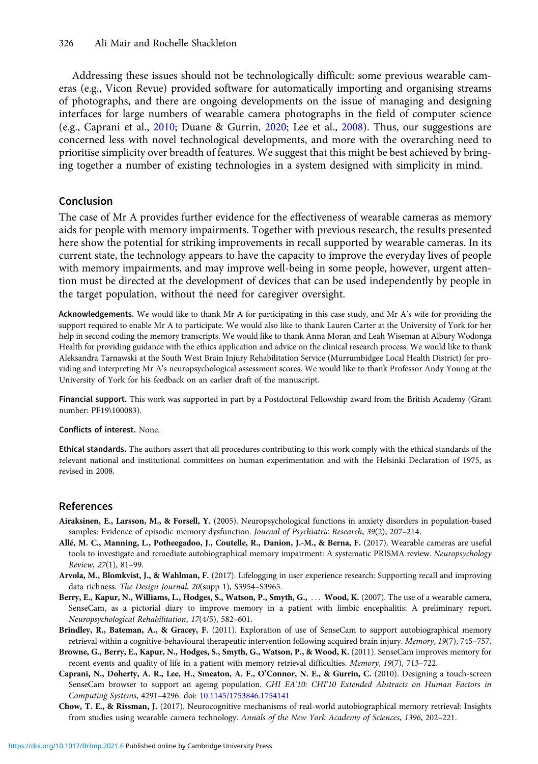Addressing these issues should not be technologically difficult: some previous wearable cameras (e.g., Vicon Revue) provided software for automatically importing and organising streams of photographs, and there are ongoing developments on the issue of managing and designing interfaces for large numbers of wearable camera photographs in the field of computer science (e.g., Caprani et al., 2010; Duane & Gurrin, 2020; Lee et al., 2008). Thus, our suggestions are concerned less with novel technological developments, and more with the overarching need to prioritise simplicity over breadth of features. We suggest that this might be best achieved by bringing together a number of existing technologies in a system designed with simplicity in mind.

## Conclusion

The case of Mr A provides further evidence for the effectiveness of wearable cameras as memory aids for people with memory impairments. Together with previous research, the results presented here show the potential for striking improvements in recall supported by wearable cameras. In its current state, the technology appears to have the capacity to improve the everyday lives of people with memory impairments, and may improve well-being in some people, however, urgent attention must be directed at the development of devices that can be used independently by people in the target population, without the need for caregiver oversight.

**Acknowledgements.** We would like to thank Mr A for participating in this case study, and Mr A's wife for providing the support required to enable Mr A to participate. We would also like to thank Lauren Carter at the University of York for her help in second coding the memory transcripts. We would like to thank Anna Moran and Leah Wiseman at Albury Wodonga Health for providing guidance with the ethics application and advice on the clinical research process. We would like to thank Aleksandra Tarnawski at the South West Brain Injury Rehabilitation Service (Murrumbidgee Local Health District) for providing and interpreting Mr A's neuropsychological assessment scores. We would like to thank Professor Andy Young at the University of York for his feedback on an earlier draft of the manuscript.

**Financial support.** This work was supported in part by a Postdoctoral Fellowship award from the British Academy (Grant number: PF19\100083).

**Conflicts of interest.** None.

**Ethical standards.** The authors assert that all procedures contributing to this work comply with the ethical standards of the relevant national and institutional committees on human experimentation and with the Helsinki Declaration of 1975, as revised in 2008.

## References

**Airaksinen, E., Larsson, M., & Forsell, Y.** (2005). Neuropsychological functions in anxiety disorders in population-based samples: Evidence of episodic memory dysfunction. *Journal of Psychiatric Research*, *39*(2), 207–214.

**Allé, M. C., Manning, L., Potheegadoo, J., Coutelle, R., Danion, J.-M., & Berna, F.** (2017). Wearable cameras are useful tools to investigate and remediate autobiographical memory impairment: A systematic PRISMA review. *Neuropsychology Review*, *27*(1), 81–99.

**Arvola, M., Blomkvist, J., & Wahlman, F.** (2017). Lifelogging in user experience research: Supporting recall and improving data richness. *The Design Journal*, *20*(supp 1), S3954–S3965.

**Berry, E., Kapur, N., Williams, L., Hodges, S., Watson, P., Smyth, G., ... Wood, K.** (2007). The use of a wearable camera, SenseCam, as a pictorial diary to improve memory in a patient with limbic encephalitis: A preliminary report. *Neuropsychological Rehabilitation*, *17*(4/5), 582–601.

**Brindley, R., Bateman, A., & Gracey, F.** (2011). Exploration of use of SenseCam to support autobiographical memory retrieval within a cognitive-behavioural therapeutic intervention following acquired brain injury. *Memory*, *19*(7), 745–757.

**Browne, G., Berry, E., Kapur, N., Hodges, S., Smyth, G., Watson, P., & Wood, K.** (2011). SenseCam improves memory for recent events and quality of life in a patient with memory retrieval difficulties. *Memory*, *19*(7), 713–722.

**Caprani, N., Doherty, A. R., Lee, H., Smeaton, A. F., O'Connor, N. E., & Gurrin, C.** (2010). Designing a touch-screen SenseCam browser to support an ageing population. *CHI EA'10: CHI'10 Extended Abstracts on Human Factors in Computing Systems*, 4291–4296. doi: 10.1145/1753846.1754141

**Chow, T. E., & Rissman, J.** (2017). Neurocognitive mechanisms of real-world autobiographical memory retrieval: Insights from studies using wearable camera technology. *Annals of the New York Academy of Sciences*, *1396*, 202–221.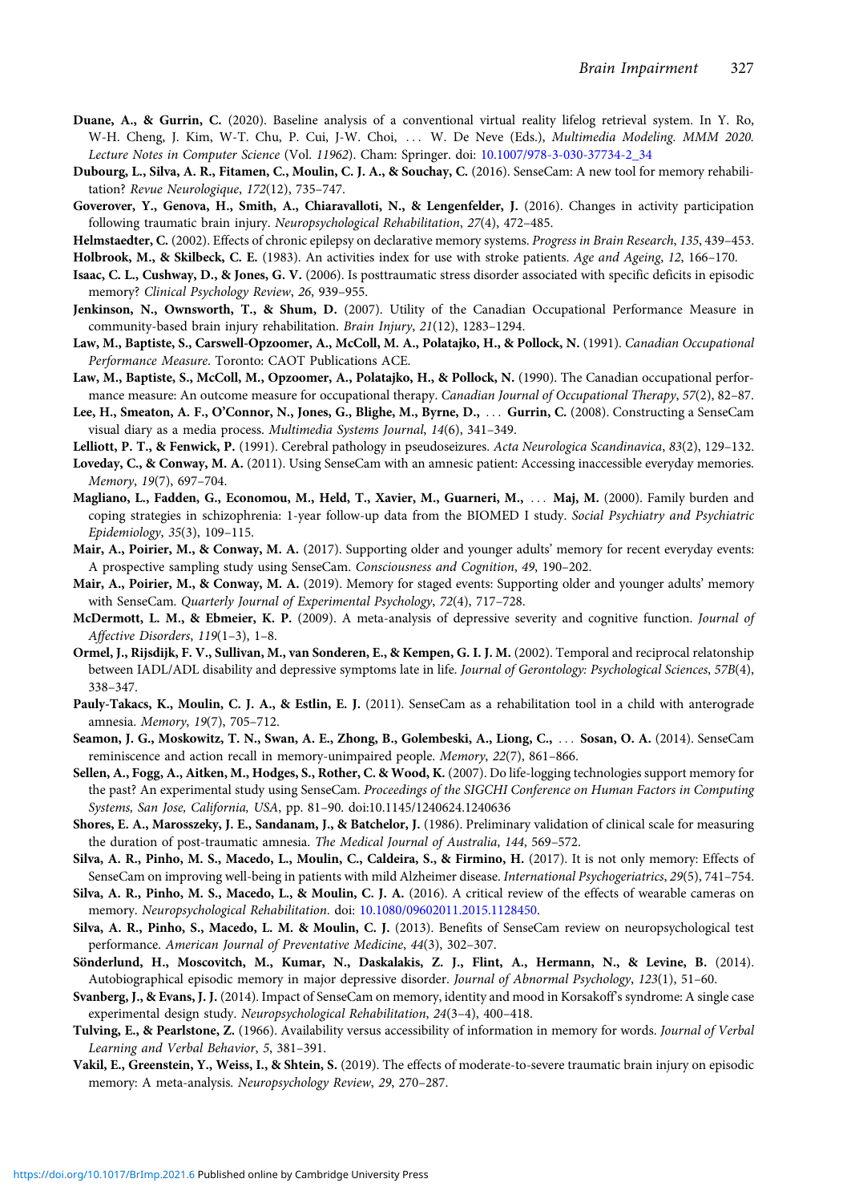**Duane, A., & Gurrin, C.** (2020). Baseline analysis of a conventional virtual reality lifelog retrieval system. In Y. Ro, W-H. Cheng, J. Kim, W-T. Chu, P. Cui, J-W. Choi, … W. De Neve (Eds.), *Multimedia Modeling. MMM 2020. Lecture Notes in Computer Science* (Vol. *11962*). Cham: Springer. doi: 10.1007/978-3-030-37734-2_34

**Dubourg, L., Silva, A. R., Fitamen, C., Moulin, C. J. A., & Souchay, C.** (2016). SenseCam: A new tool for memory rehabilitation? *Revue Neurologique*, *172*(12), 735–747.

**Goverover, Y., Genova, H., Smith, A., Chiaravalloti, N., & Lengenfelder, J.** (2016). Changes in activity participation following traumatic brain injury. *Neuropsychological Rehabilitation*, *27*(4), 472–485.

**Helmstaedter, C.** (2002). Effects of chronic epilepsy on declarative memory systems. *Progress in Brain Research*, *135*, 439–453.

**Holbrook, M., & Skilbeck, C. E.** (1983). An activities index for use with stroke patients. *Age and Ageing*, *12*, 166–170.

**Isaac, C. L., Cushway, D., & Jones, G. V.** (2006). Is posttraumatic stress disorder associated with specific deficits in episodic memory? *Clinical Psychology Review*, *26*, 939–955.

**Jenkinson, N., Ownsworth, T., & Shum, D.** (2007). Utility of the Canadian Occupational Performance Measure in community-based brain injury rehabilitation. *Brain Injury*, *21*(12), 1283–1294.

**Law, M., Baptiste, S., Carswell-Opzoomer, A., McColl, M. A., Polatajko, H., & Pollock, N.** (1991). *Canadian Occupational Performance Measure*. Toronto: CAOT Publications ACE.

**Law, M., Baptiste, S., McColl, M., Opzoomer, A., Polatajko, H., & Pollock, N.** (1990). The Canadian occupational performance measure: An outcome measure for occupational therapy. *Canadian Journal of Occupational Therapy*, *57*(2), 82–87.

**Lee, H., Smeaton, A. F., O'Connor, N., Jones, G., Blighe, M., Byrne, D., … Gurrin, C.** (2008). Constructing a SenseCam visual diary as a media process. *Multimedia Systems Journal*, *14*(6), 341–349.

**Lelliott, P. T., & Fenwick, P.** (1991). Cerebral pathology in pseudoseizures. *Acta Neurologica Scandinavica*, *83*(2), 129–132.

**Loveday, C., & Conway, M. A.** (2011). Using SenseCam with an amnesic patient: Accessing inaccessible everyday memories. *Memory*, *19*(7), 697–704.

**Magliano, L., Fadden, G., Economou, M., Held, T., Xavier, M., Guarneri, M., … Maj, M.** (2000). Family burden and coping strategies in schizophrenia: 1-year follow-up data from the BIOMED I study. *Social Psychiatry and Psychiatric Epidemiology*, *35*(3), 109–115.

**Mair, A., Poirier, M., & Conway, M. A.** (2017). Supporting older and younger adults' memory for recent everyday events: A prospective sampling study using SenseCam. *Consciousness and Cognition*, *49*, 190–202.

**Mair, A., Poirier, M., & Conway, M. A.** (2019). Memory for staged events: Supporting older and younger adults' memory with SenseCam. *Quarterly Journal of Experimental Psychology*, *72*(4), 717–728.

**McDermott, L. M., & Ebmeier, K. P.** (2009). A meta-analysis of depressive severity and cognitive function. *Journal of Affective Disorders*, *119*(1–3), 1–8.

**Ormel, J., Rijsdijk, F. V., Sullivan, M., van Sonderen, E., & Kempen, G. I. J. M.** (2002). Temporal and reciprocal relatonship between IADL/ADL disability and depressive symptoms late in life. *Journal of Gerontology: Psychological Sciences*, *57B*(4), 338–347.

**Pauly-Takacs, K., Moulin, C. J. A., & Estlin, E. J.** (2011). SenseCam as a rehabilitation tool in a child with anterograde amnesia. *Memory*, *19*(7), 705–712.

**Seamon, J. G., Moskowitz, T. N., Swan, A. E., Zhong, B., Golembeski, A., Liong, C., … Sosan, O. A.** (2014). SenseCam reminiscence and action recall in memory-unimpaired people. *Memory*, *22*(7), 861–866.

**Sellen, A., Fogg, A., Aitken, M., Hodges, S., Rother, C. & Wood, K.** (2007). Do life-logging technologies support memory for the past? An experimental study using SenseCam. *Proceedings of the SIGCHI Conference on Human Factors in Computing Systems, San Jose, California, USA*, pp. 81–90. doi:10.1145/1240624.1240636

**Shores, E. A., Marosszeky, J. E., Sandanam, J., & Batchelor, J.** (1986). Preliminary validation of clinical scale for measuring the duration of post-traumatic amnesia. *The Medical Journal of Australia*, *144*, 569–572.

**Silva, A. R., Pinho, M. S., Macedo, L., Moulin, C., Caldeira, S., & Firmino, H.** (2017). It is not only memory: Effects of SenseCam on improving well-being in patients with mild Alzheimer disease. *International Psychogeriatrics*, *29*(5), 741–754.

**Silva, A. R., Pinho, M. S., Macedo, L., & Moulin, C. J. A.** (2016). A critical review of the effects of wearable cameras on memory. *Neuropsychological Rehabilitation*. doi: 10.1080/09602011.2015.1128450.

**Silva, A. R., Pinho, S., Macedo, L. M. & Moulin, C. J.** (2013). Benefits of SenseCam review on neuropsychological test performance. *American Journal of Preventative Medicine*, *44*(3), 302–307.

**Sönderlund, H., Moscovitch, M., Kumar, N., Daskalakis, Z. J., Flint, A., Hermann, N., & Levine, B.** (2014). Autobiographical episodic memory in major depressive disorder. *Journal of Abnormal Psychology*, *123*(1), 51–60.

**Svanberg, J., & Evans, J. J.** (2014). Impact of SenseCam on memory, identity and mood in Korsakoff's syndrome: A single case experimental design study. *Neuropsychological Rehabilitation*, *24*(3–4), 400–418.

**Tulving, E., & Pearlstone, Z.** (1966). Availability versus accessibility of information in memory for words. *Journal of Verbal Learning and Verbal Behavior*, *5*, 381–391.

**Vakil, E., Greenstein, Y., Weiss, I., & Shtein, S.** (2019). The effects of moderate-to-severe traumatic brain injury on episodic memory: A meta-analysis. *Neuropsychology Review*, *29*, 270–287.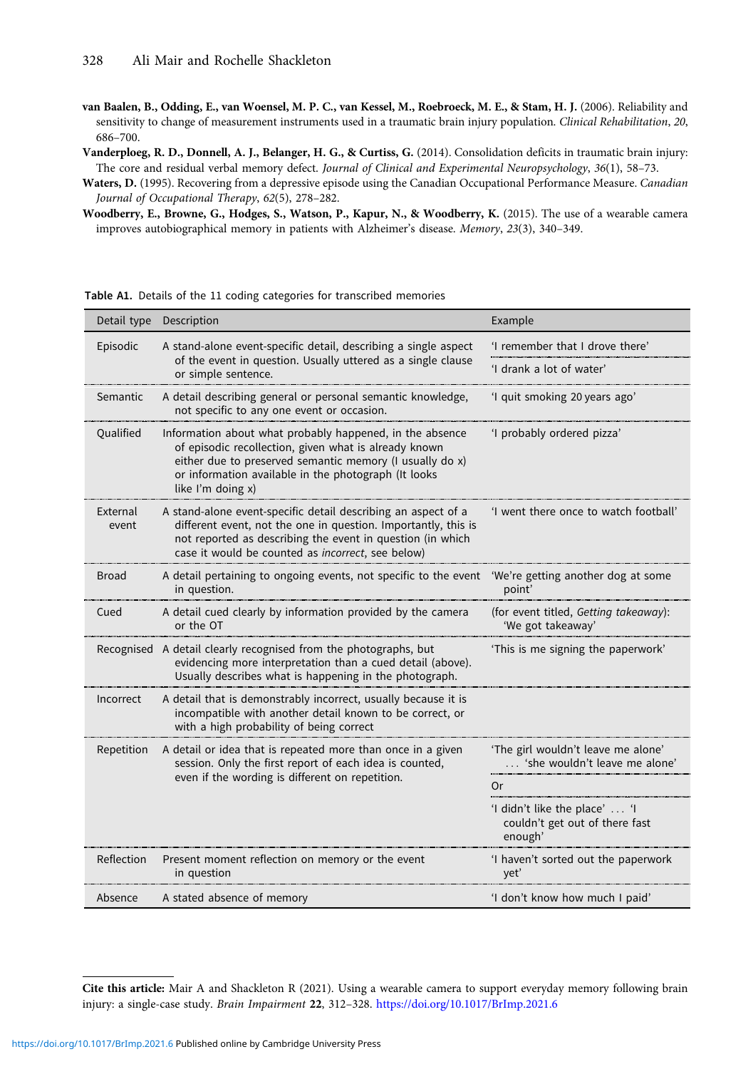**van Baalen, B., Odding, E., van Woensel, M. P. C., van Kessel, M., Roebroeck, M. E., & Stam, H. J.** (2006). Reliability and sensitivity to change of measurement instruments used in a traumatic brain injury population. *Clinical Rehabilitation*, *20*, 686–700.

**Vanderploeg, R. D., Donnell, A. J., Belanger, H. G., & Curtiss, G.** (2014). Consolidation deficits in traumatic brain injury: The core and residual verbal memory defect. *Journal of Clinical and Experimental Neuropsychology*, *36*(1), 58–73.

**Waters, D.** (1995). Recovering from a depressive episode using the Canadian Occupational Performance Measure. *Canadian Journal of Occupational Therapy*, *62*(5), 278–282.

**Woodberry, E., Browne, G., Hodges, S., Watson, P., Kapur, N., & Woodberry, K.** (2015). The use of a wearable camera improves autobiographical memory in patients with Alzheimer's disease. *Memory*, *23*(3), 340–349.

**Table A1.** Details of the 11 coding categories for transcribed memories

| Detail type | Description | Example |
|---|---|---|
| Episodic | A stand-alone event-specific detail, describing a single aspect of the event in question. Usually uttered as a single clause or simple sentence. | 'I remember that I drove there' |
| | | 'I drank a lot of water' |
| Semantic | A detail describing general or personal semantic knowledge, not specific to any one event or occasion. | 'I quit smoking 20 years ago' |
| Qualified | Information about what probably happened, in the absence of episodic recollection, given what is already known either due to preserved semantic memory (I usually do x) or information available in the photograph (It looks like I'm doing x) | 'I probably ordered pizza' |
| External event | A stand-alone event-specific detail describing an aspect of a different event, not the one in question. Importantly, this is not reported as describing the event in question (in which case it would be counted as *incorrect*, see below) | 'I went there once to watch football' |
| Broad | A detail pertaining to ongoing events, not specific to the event in question. | 'We're getting another dog at some point' |
| Cued | A detail cued clearly by information provided by the camera or the OT | (for event titled, *Getting takeaway*): 'We got takeaway' |
| Recognised | A detail clearly recognised from the photographs, but evidencing more interpretation than a cued detail (above). Usually describes what is happening in the photograph. | 'This is me signing the paperwork' |
| Incorrect | A detail that is demonstrably incorrect, usually because it is incompatible with another detail known to be correct, or with a high probability of being correct | |
| Repetition | A detail or idea that is repeated more than once in a given session. Only the first report of each idea is counted, even if the wording is different on repetition. | 'The girl wouldn't leave me alone' … 'she wouldn't leave me alone' |
| | | Or |
| | | 'I didn't like the place' … 'I couldn't get out of there fast enough' |
| Reflection | Present moment reflection on memory or the event in question | 'I haven't sorted out the paperwork yet' |
| Absence | A stated absence of memory | 'I don't know how much I paid' |

**Cite this article:** Mair A and Shackleton R (2021). Using a wearable camera to support everyday memory following brain injury: a single-case study. *Brain Impairment* **22**, 312–328. https://doi.org/10.1017/BrImp.2021.6